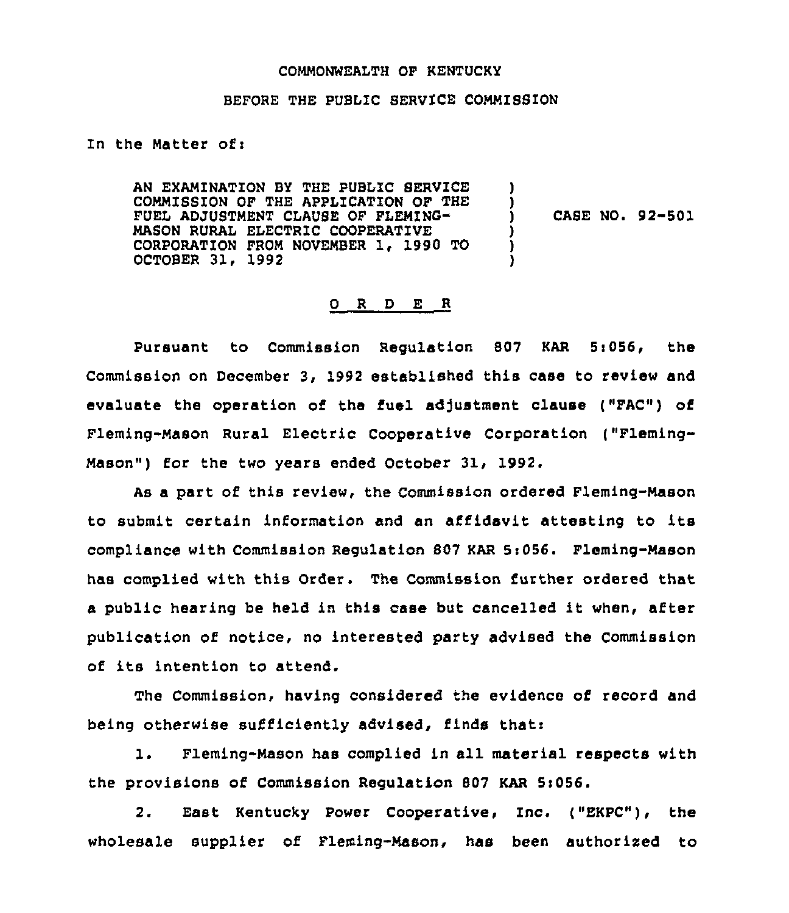COMMONWEALTH OF KENTUCKY

BEFORE THE PUBLIC SERVICE COMMISSION

In the Matter of:

AN EXAMINATION BY THE PUBLIC SERVICE COMMISSION OF THE APPLICATION OF THE FUEL ADJUSTMENT CLAUSE OF FLEMING-MASON RURAL ELECTRIC COOPERATIVE CORPORATION FROM NOVEMBER 1, 1990 TO OCTOBER 31, 1992 ) CASE NO. 92-501

## O R D E R

Pursuant to Commission Regulation 807 KAR 5:056, the Commission on December 3, 1992 established this case to review and evaluate the operation of the fuel adjustment clause ("FAC") of Fleming-Mason Rural Electric Cooperative Corporation ("Fleming-Mason") for the two years ended October 31, 1992.

As a part of this review, the Commission ordered Fleming-Mason to submit certain information and an affidavit attesting to its compliance with Commission Regulation 807 KAR 5:056. Fleming-Mason has complied with this Order. The Commission further ordered that a public hearing be held in this case but cancelled it when, after publication of notice, no interested party advised the Commission of its intention to attend.

The Commission, having considered the evidence of record and being otherwise sufficiently advised, finds that:

1. Fleming-Mason has complied in all material respects with the provisions of Commission Regulation 807 KAR 5:056.

2. East Kentucky Power Cooperative, Inc. ("EKPC"), the wholesale supplier of Fleming-Mason, has been authorized to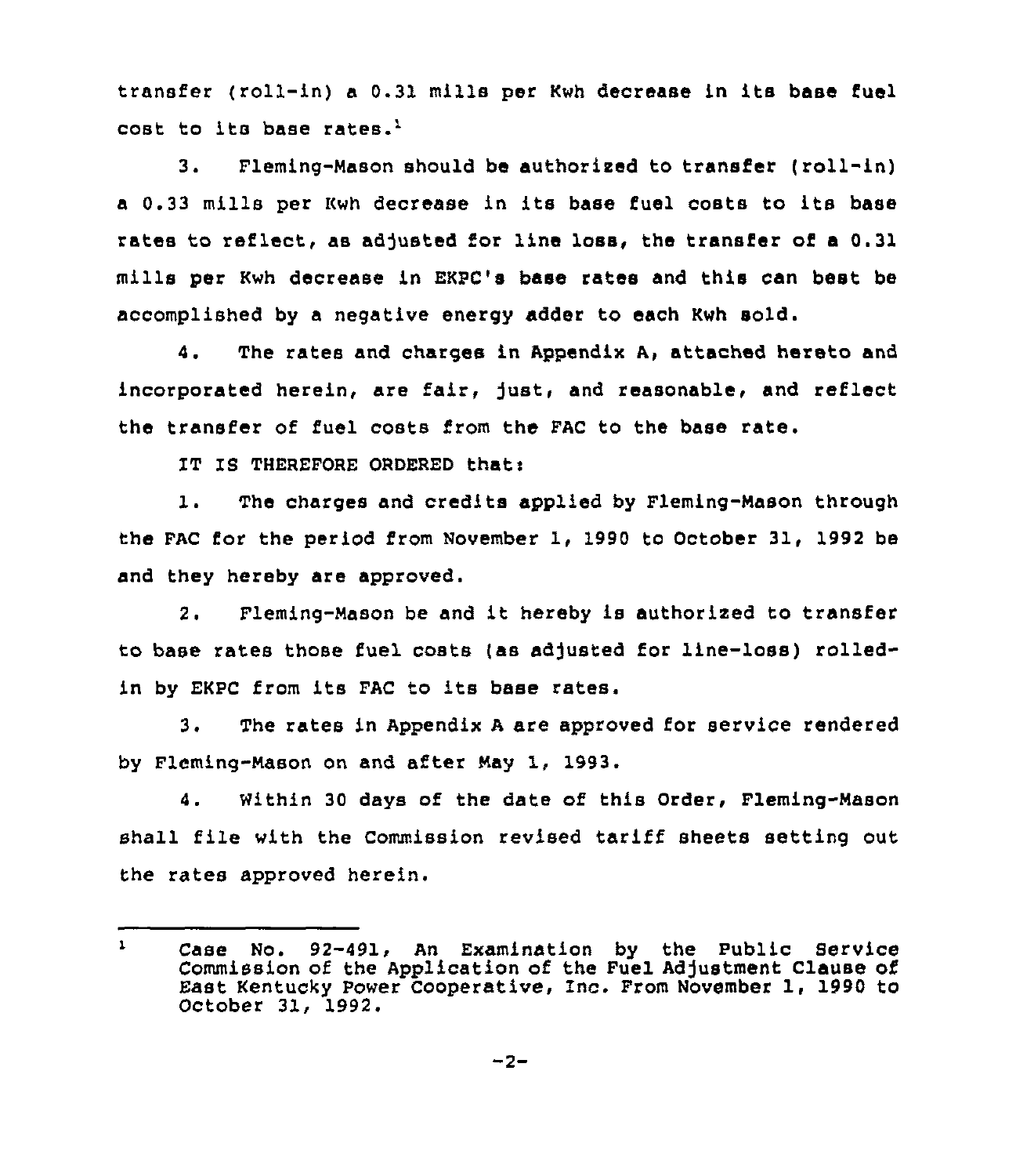transfer (roll-in) a 0.31 mills per Kwh decrease in its base fuel cost to its base rates.[1]

3. Fleming-Mason should be authorized to transfer (roll-in) a 0.33 mills per Kwh decrease in its base fuel costs to its base rates to reflect, as adjusted for line loss, the transfer of a 0.31 mills per Kwh decrease in EKPC's base rates and this can best be accomplished by a negative energy adder to each Kwh sold.

4. The rates and charges in Appendix A, attached hereto and incorporated herein, are fair, just, and reasonable, and reflect the transfer of fuel costs from the FAC to the base rate.

IT IS THEREFORE ORDERED that:

1. The charges and credits applied by Fleming-Mason through the FAC for the period from November 1, 1990 to October 31, 1992 be and they hereby are approved.

2. Fleming-Mason be and it hereby is authorized to transfer to base rates those fuel costs (as adjusted for line-loss) rolled-in by EKPC from its FAC to its base rates.

3. The rates in Appendix A are approved for service rendered by Fleming-Mason on and after May 1, 1993.

4. Within 30 days of the date of this Order, Fleming-Mason shall file with the Commission revised tariff sheets setting out the rates approved herein.

---

[1] Case No. 92-491, An Examination by the Public Service Commission of the Application of the Fuel Adjustment Clause of East Kentucky Power Cooperative, Inc. From November 1, 1990 to October 31, 1992.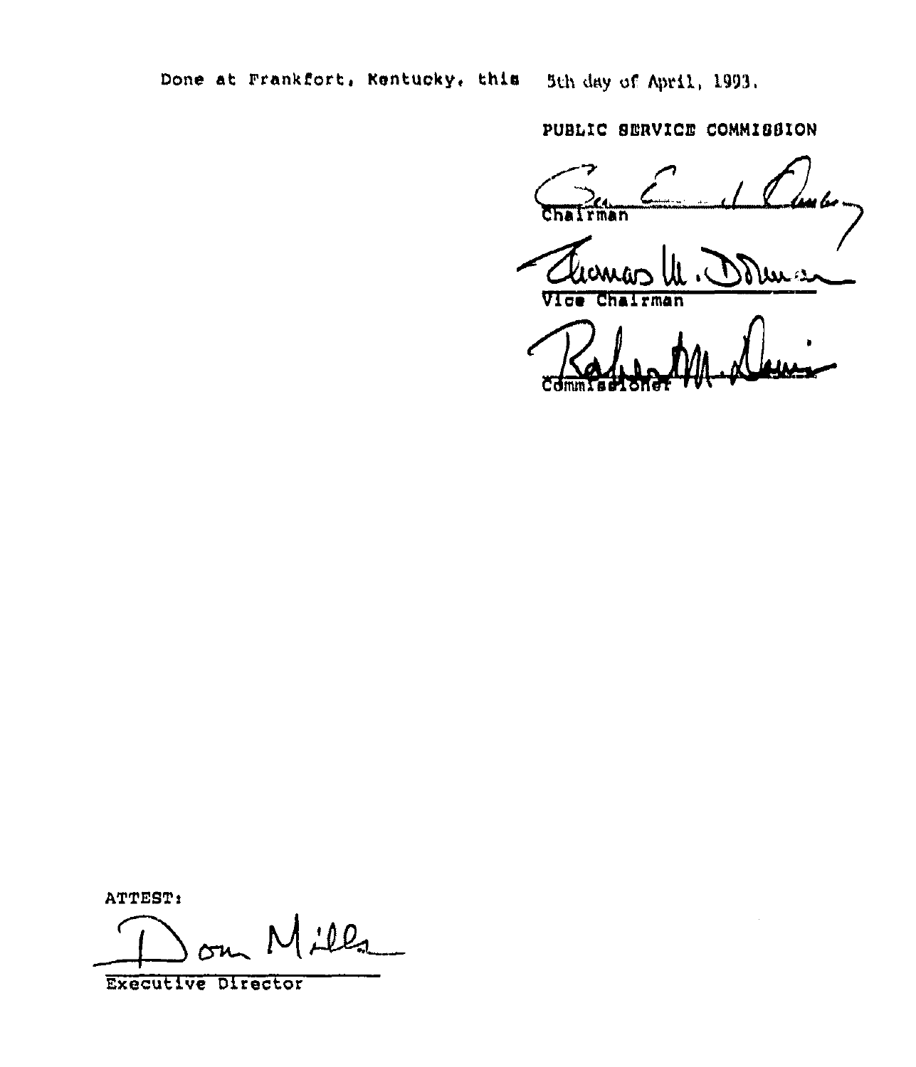Done at Frankfort, Kentucky, this 5th day of April, 1993.

PUBLIC SERVICE COMMISSION

Chairman

Vice Chairman

Commissioner

ATTEST:

Executive Director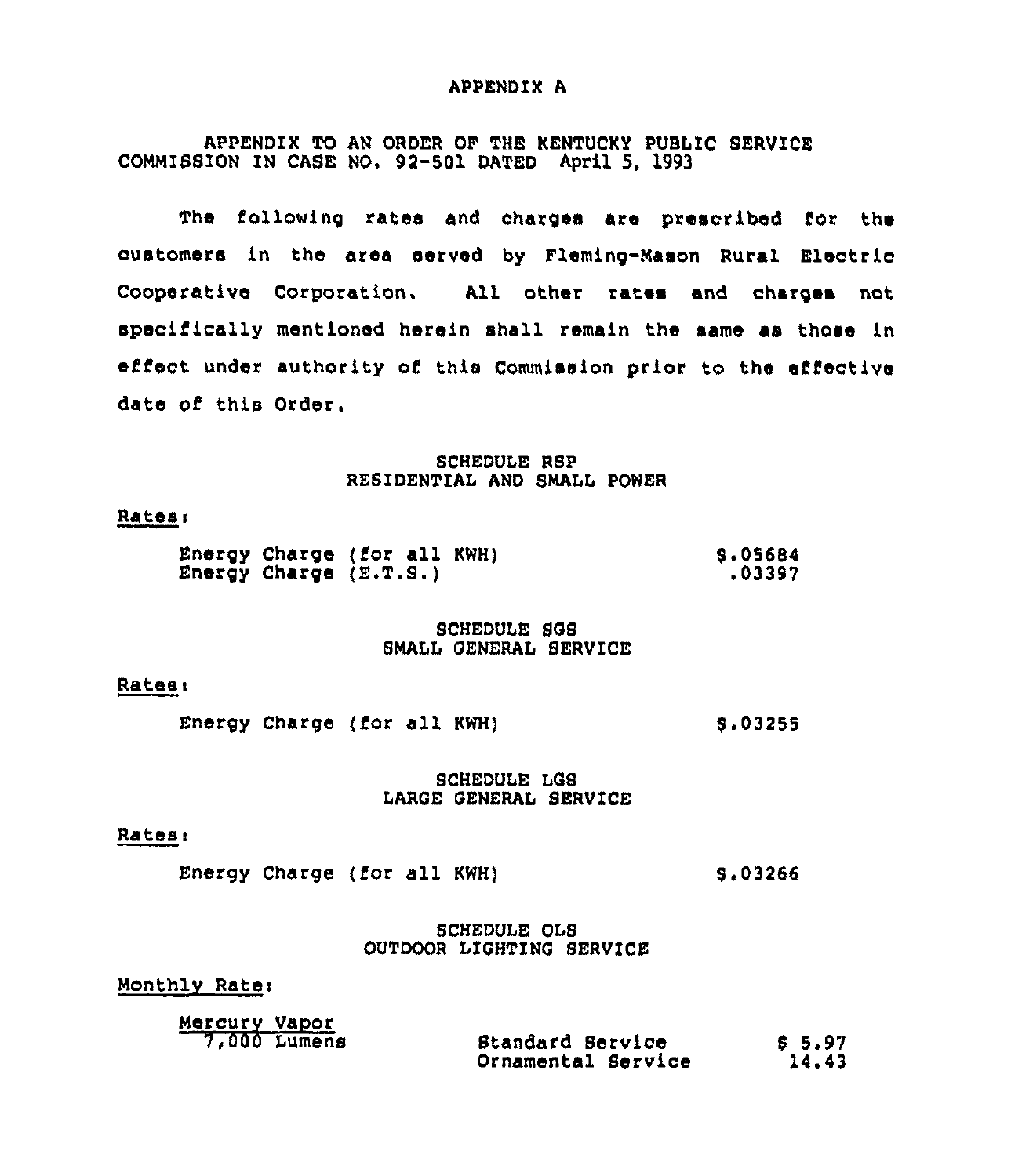APPENDIX A

APPENDIX TO AN ORDER OF THE KENTUCKY PUBLIC SERVICE COMMISSION IN CASE NO. 92-501 DATED April 5, 1993

The following rates and charges are prescribed for the customers in the area served by Fleming-Mason Rural Electric Cooperative Corporation. All other rates and charges not specifically mentioned herein shall remain the same as those in effect under authority of this Commission prior to the effective date of this Order.

SCHEDULE RSP
RESIDENTIAL AND SMALL POWER

Rates:

| | |
|---|---|
| Energy Charge (for all KWH) | $.05684 |
| Energy Charge (E.T.S.) | .03397 |

SCHEDULE SGS
SMALL GENERAL SERVICE

Rates:

| | |
|---|---|
| Energy Charge (for all KWH) | $.03255 |

SCHEDULE LGS
LARGE GENERAL SERVICE

Rates:

| | |
|---|---|
| Energy Charge (for all KWH) | $.03266 |

SCHEDULE OLS
OUTDOOR LIGHTING SERVICE

Monthly Rate:

| | | |
|---|---|---|
| Mercury Vapor | | |
| 7,000 Lumens | Standard Service | $ 5.97 |
| | Ornamental Service | 14.43 |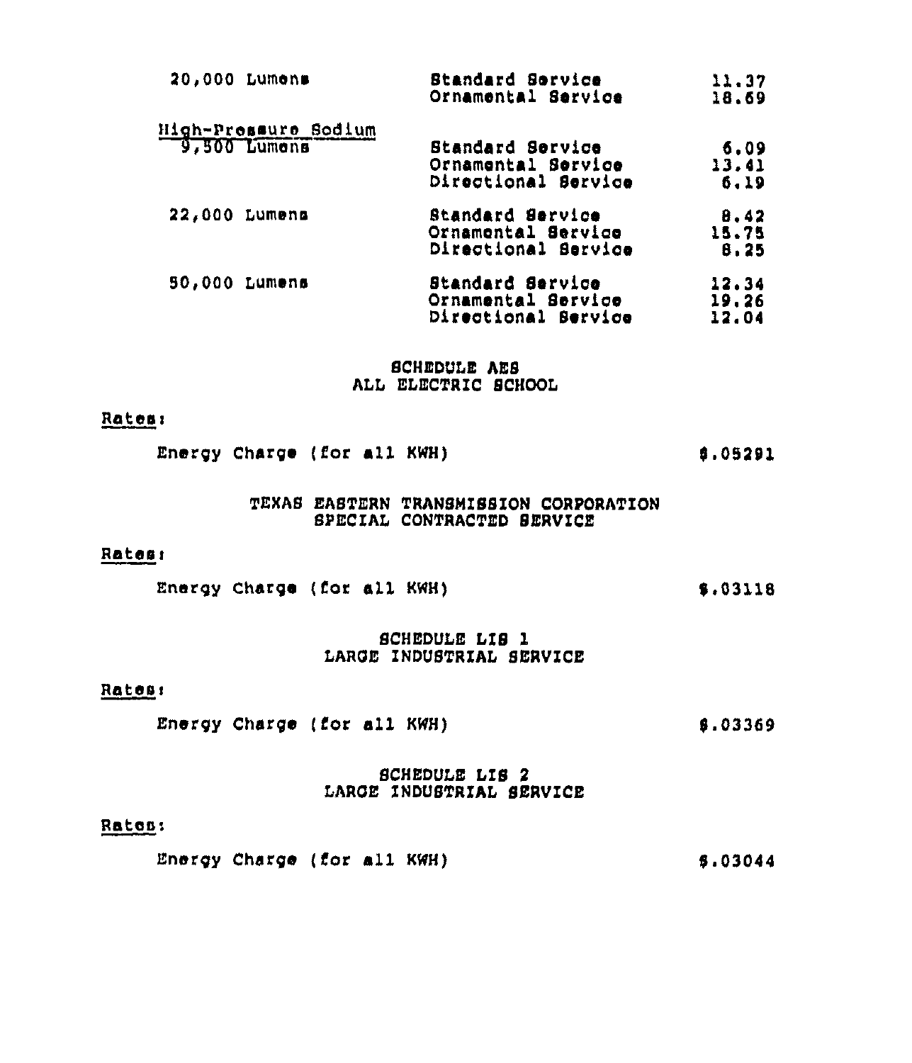| | | |
|---|---|---|
| 20,000 Lumens | Standard Service | 11.37 |
| | Ornamental Service | 18.69 |
| <u>High-Pressure Sodium</u> | | |
| <u>9,500 Lumens</u> | Standard Service | 6.09 |
| | Ornamental Service | 13.41 |
| | Directional Service | 6.19 |
| 22,000 Lumens | Standard Service | 8.42 |
| | Ornamental Service | 15.75 |
| | Directional Service | 8.25 |
| 50,000 Lumens | Standard Service | 12.34 |
| | Ornamental Service | 19.26 |
| | Directional Service | 12.04 |

## SCHEDULE AES
## ALL ELECTRIC SCHOOL

<u>Rates</u>:

Energy Charge (for all KWH) $.05291

## TEXAS EASTERN TRANSMISSION CORPORATION
## SPECIAL CONTRACTED SERVICE

<u>Rates</u>:

Energy Charge (for all KWH) $.03118

## SCHEDULE LIS 1
## LARGE INDUSTRIAL SERVICE

<u>Rates</u>:

Energy Charge (for all KWH) $.03369

## SCHEDULE LIS 2
## LARGE INDUSTRIAL SERVICE

<u>Rates</u>:

Energy Charge (for all KWH) $.03044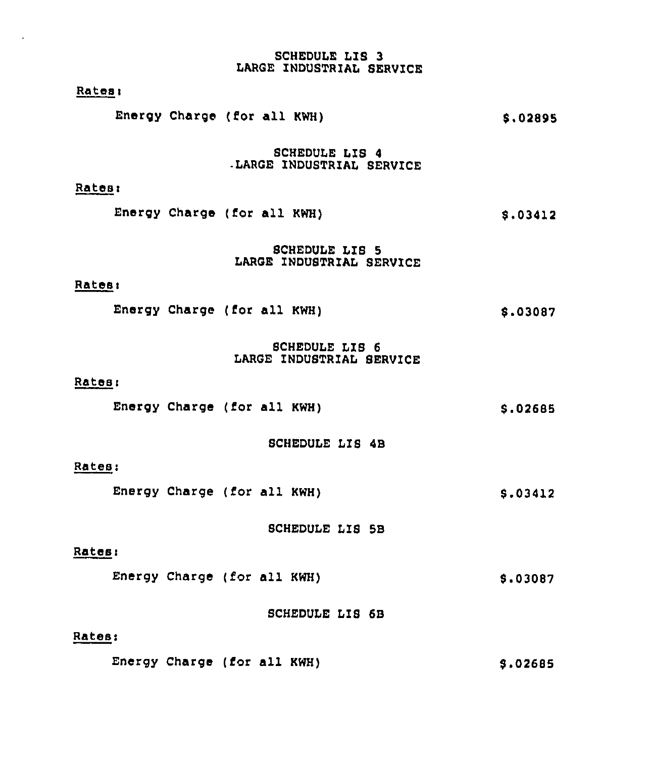## SCHEDULE LIS 3
## LARGE INDUSTRIAL SERVICE

Rates:

| | |
|---|---|
| Energy Charge (for all KWH) | $.02895 |

## SCHEDULE LIS 4
## LARGE INDUSTRIAL SERVICE

Rates:

| | |
|---|---|
| Energy Charge (for all KWH) | $.03412 |

## SCHEDULE LIS 5
## LARGE INDUSTRIAL SERVICE

Rates:

| | |
|---|---|
| Energy Charge (for all KWH) | $.03087 |

## SCHEDULE LIS 6
## LARGE INDUSTRIAL SERVICE

Rates:

| | |
|---|---|
| Energy Charge (for all KWH) | $.02685 |

## SCHEDULE LIS 4B

Rates:

| | |
|---|---|
| Energy Charge (for all KWH) | $.03412 |

## SCHEDULE LIS 5B

Rates:

| | |
|---|---|
| Energy Charge (for all KWH) | $.03087 |

## SCHEDULE LIS 6B

Rates:

| | |
|---|---|
| Energy Charge (for all KWH) | $.02685 |